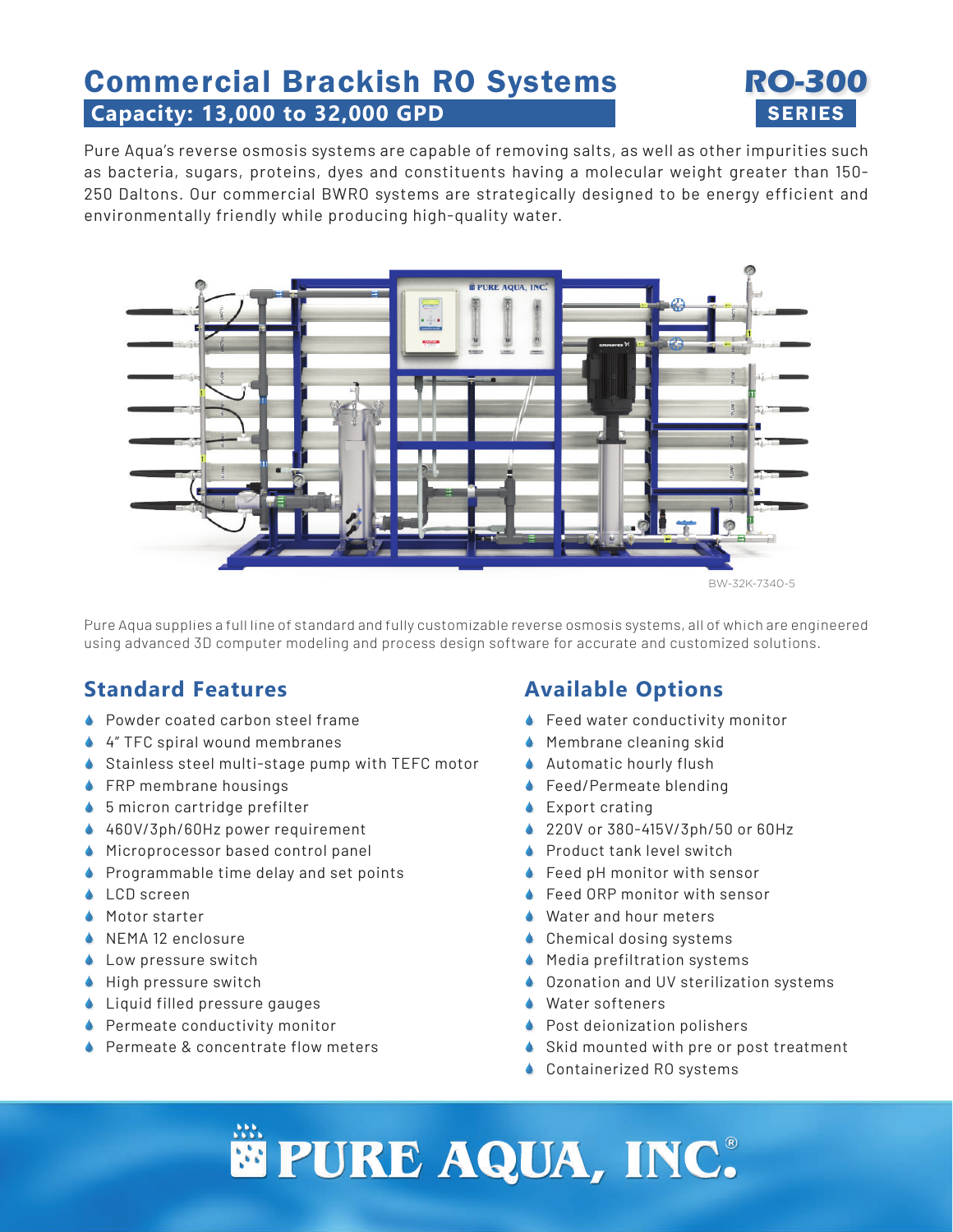# Commercial Brackish RO Systems

## Capacity: 13,000 to 32,000 GPD

**RO-300 SERIES**

Pure Aqua's reverse osmosis systems are capable of removing salts, as well as other impurities such as bacteria, sugars, proteins, dyes and constituents having a molecular weight greater than 150-250 Daltons. Our commercial BWRO systems are strategically designed to be energy efficient and environmentally friendly while producing high-quality water.

BW-32K-7340-5

Pure Aqua supplies a full line of standard and fully customizable reverse osmosis systems, all of which are engineered using advanced 3D computer modeling and process design software for accurate and customized solutions.

## Standard Features

- Powder coated carbon steel frame
- 4" TFC spiral wound membranes
- Stainless steel multi-stage pump with TEFC motor
- FRP membrane housings
- 5 micron cartridge prefilter
- 460V/3ph/60Hz power requirement
- Microprocessor based control panel
- Programmable time delay and set points
- LCD screen
- Motor starter
- NEMA 12 enclosure
- Low pressure switch
- High pressure switch
- Liquid filled pressure gauges
- Permeate conductivity monitor
- Permeate & concentrate flow meters

## Available Options

- Feed water conductivity monitor
- Membrane cleaning skid
- Automatic hourly flush
- Feed/Permeate blending
- Export crating
- 220V or 380-415V/3ph/50 or 60Hz
- Product tank level switch
- Feed pH monitor with sensor
- Feed ORP monitor with sensor
- Water and hour meters
- Chemical dosing systems
- Media prefiltration systems
- Ozonation and UV sterilization systems
- Water softeners
- Post deionization polishers
- Skid mounted with pre or post treatment
- Containerized RO systems

PURE AQUA, INC.®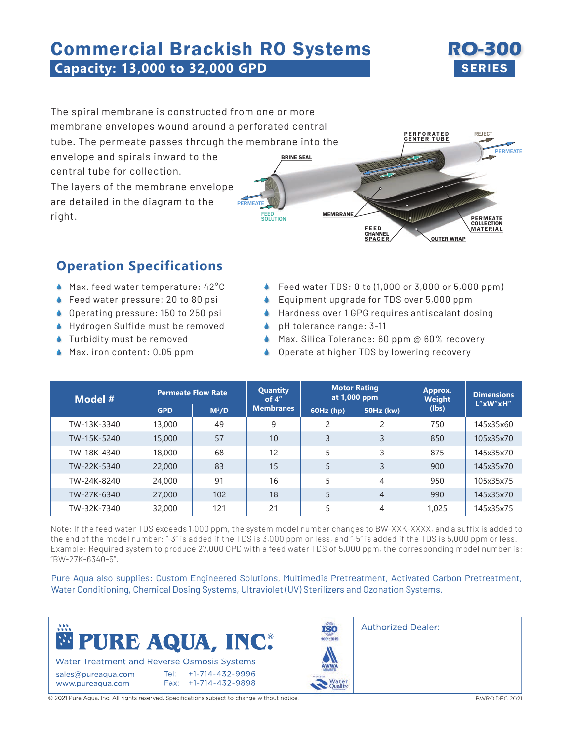# Commercial Brackish RO Systems

## Capacity: 13,000 to 32,000 GPD

**RO-300 SERIES**

The spiral membrane is constructed from one or more membrane envelopes wound around a perforated central tube. The permeate passes through the membrane into the envelope and spirals inward to the central tube for collection.
The layers of the membrane envelope are detailed in the diagram to the right.

PERFORATED CENTER TUBE
REJECT
PERMEATE
BRINE SEAL
PERMEATE
FEED SOLUTION
MEMBRANE
FEED CHANNEL SPACER
OUTER WRAP
PERMEATE COLLECTION MATERIAL

## Operation Specifications

- Max. feed water temperature: 42°C
- Feed water pressure: 20 to 80 psi
- Operating pressure: 150 to 250 psi
- Hydrogen Sulfide must be removed
- Turbidity must be removed
- Max. iron content: 0.05 ppm
- Feed water TDS: 0 to (1,000 or 3,000 or 5,000 ppm)
- Equipment upgrade for TDS over 5,000 ppm
- Hardness over 1 GPG requires antiscalant dosing
- pH tolerance range: 3-11
- Max. Silica Tolerance: 60 ppm @ 60% recovery
- Operate at higher TDS by lowering recovery

| Model # | Permeate Flow Rate | | Quantity of 4" Membranes | Motor Rating at 1,000 ppm | | Approx. Weight (lbs) | Dimensions L"xW"xH" |
|---|---|---|---|---|---|---|---|
| | GPD | $M^3/D$ | | 60Hz (hp) | 50Hz (kw) | | |
| TW-13K-3340 | 13,000 | 49 | 9 | 2 | 2 | 750 | 145x35x60 |
| TW-15K-5240 | 15,000 | 57 | 10 | 3 | 3 | 850 | 105x35x70 |
| TW-18K-4340 | 18,000 | 68 | 12 | 5 | 3 | 875 | 145x35x70 |
| TW-22K-5340 | 22,000 | 83 | 15 | 5 | 3 | 900 | 145x35x70 |
| TW-24K-8240 | 24,000 | 91 | 16 | 5 | 4 | 950 | 105x35x75 |
| TW-27K-6340 | 27,000 | 102 | 18 | 5 | 4 | 990 | 145x35x70 |
| TW-32K-7340 | 32,000 | 121 | 21 | 5 | 4 | 1,025 | 145x35x75 |

Note: If the feed water TDS exceeds 1,000 ppm, the system model number changes to BW-XXK-XXXX, and a suffix is added to the end of the model number: "-3" is added if the TDS is 3,000 ppm or less, and "-5" is added if the TDS is 5,000 ppm or less. Example: Required system to produce 27,000 GPD with a feed water TDS of 5,000 ppm, the corresponding model number is: "BW-27K-6340-5".

Pure Aqua also supplies: Custom Engineered Solutions, Multimedia Pretreatment, Activated Carbon Pretreatment, Water Conditioning, Chemical Dosing Systems, Ultraviolet (UV) Sterilizers and Ozonation Systems.

**PURE AQUA, INC.®**
Water Treatment and Reverse Osmosis Systems
sales@pureaqua.com Tel: +1-714-432-9996
www.pureaqua.com Fax: +1-714-432-9898

ISO 9001:2015
AWWA MEMBER
Water Quality

Authorized Dealer:

© 2021 Pure Aqua, Inc. All rights reserved. Specifications subject to change without notice.

BWRO.DEC 2021